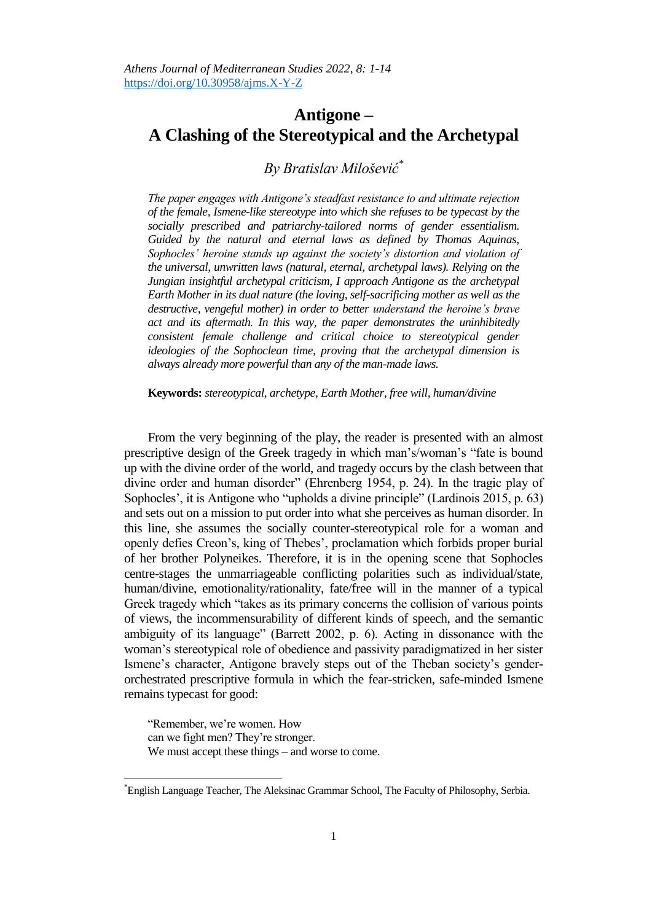# Antigone – A Clashing of the Stereotypical and the Archetypal

*By Bratislav Milošević*[*]

*The paper engages with Antigone's steadfast resistance to and ultimate rejection of the female, Ismene-like stereotype into which she refuses to be typecast by the socially prescribed and patriarchy-tailored norms of gender essentialism. Guided by the natural and eternal laws as defined by Thomas Aquinas, Sophocles' heroine stands up against the society's distortion and violation of the universal, unwritten laws (natural, eternal, archetypal laws). Relying on the Jungian insightful archetypal criticism, I approach Antigone as the archetypal Earth Mother in its dual nature (the loving, self-sacrificing mother as well as the destructive, vengeful mother) in order to better understand the heroine's brave act and its aftermath. In this way, the paper demonstrates the uninhibitedly consistent female challenge and critical choice to stereotypical gender ideologies of the Sophoclean time, proving that the archetypal dimension is always already more powerful than any of the man-made laws.*

**Keywords:** *stereotypical, archetype, Earth Mother, free will, human/divine*

From the very beginning of the play, the reader is presented with an almost prescriptive design of the Greek tragedy in which man's/woman's "fate is bound up with the divine order of the world, and tragedy occurs by the clash between that divine order and human disorder" (Ehrenberg 1954, p. 24). In the tragic play of Sophocles', it is Antigone who "upholds a divine principle" (Lardinois 2015, p. 63) and sets out on a mission to put order into what she perceives as human disorder. In this line, she assumes the socially counter-stereotypical role for a woman and openly defies Creon's, king of Thebes', proclamation which forbids proper burial of her brother Polyneikes. Therefore, it is in the opening scene that Sophocles centre-stages the unmarriageable conflicting polarities such as individual/state, human/divine, emotionality/rationality, fate/free will in the manner of a typical Greek tragedy which "takes as its primary concerns the collision of various points of views, the incommensurability of different kinds of speech, and the semantic ambiguity of its language" (Barrett 2002, p. 6). Acting in dissonance with the woman's stereotypical role of obedience and passivity paradigmatized in her sister Ismene's character, Antigone bravely steps out of the Theban society's gender-orchestrated prescriptive formula in which the fear-stricken, safe-minded Ismene remains typecast for good:

> "Remember, we're women. How
> can we fight men? They're stronger.
> We must accept these things – and worse to come.

---

[*] English Language Teacher, The Aleksinac Grammar School, The Faculty of Philosophy, Serbia.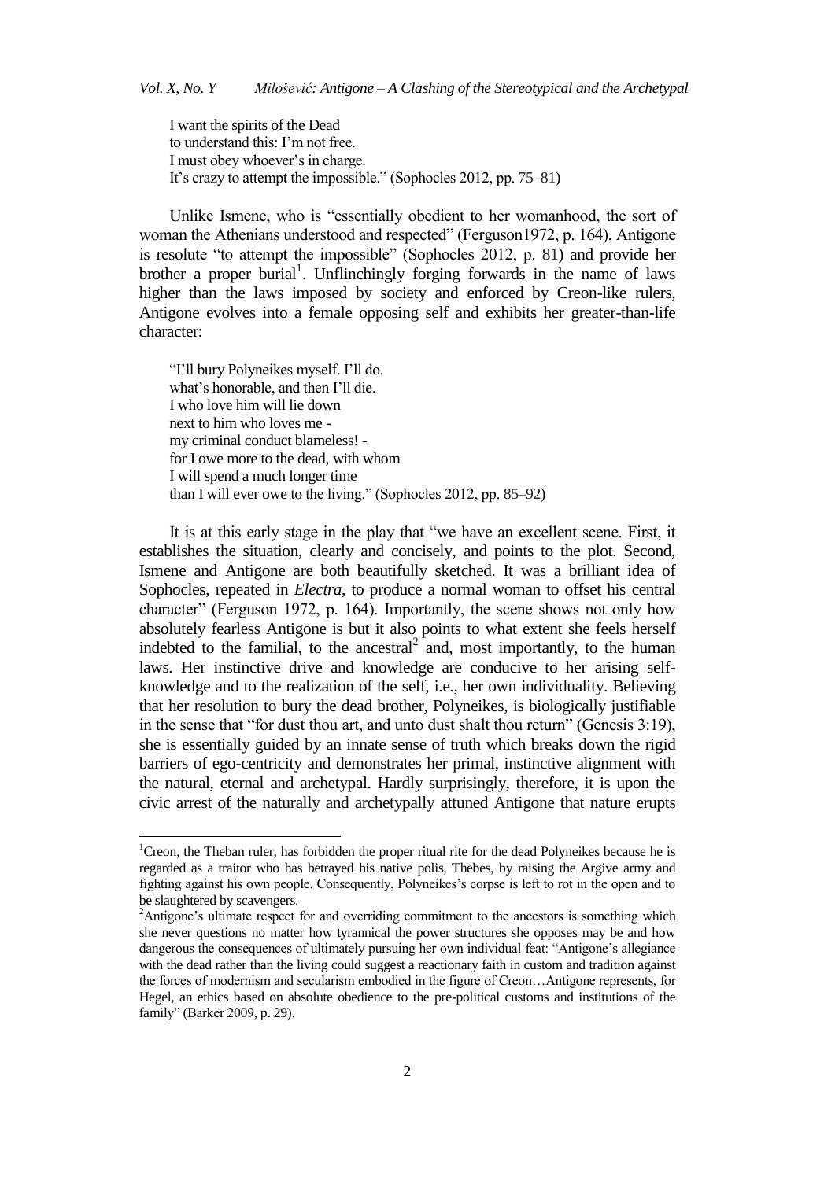> I want the spirits of the Dead
> to understand this: I'm not free.
> I must obey whoever's in charge.
> It's crazy to attempt the impossible." (Sophocles 2012, pp. 75–81)

Unlike Ismene, who is "essentially obedient to her womanhood, the sort of woman the Athenians understood and respected" (Ferguson1972, p. 164), Antigone is resolute "to attempt the impossible" (Sophocles 2012, p. 81) and provide her brother a proper burial[1]. Unflinchingly forging forwards in the name of laws higher than the laws imposed by society and enforced by Creon-like rulers, Antigone evolves into a female opposing self and exhibits her greater-than-life character:

> "I'll bury Polyneikes myself. I'll do.
> what's honorable, and then I'll die.
> I who love him will lie down
> next to him who loves me -
> my criminal conduct blameless! -
> for I owe more to the dead, with whom
> I will spend a much longer time
> than I will ever owe to the living." (Sophocles 2012, pp. 85–92)

It is at this early stage in the play that "we have an excellent scene. First, it establishes the situation, clearly and concisely, and points to the plot. Second, Ismene and Antigone are both beautifully sketched. It was a brilliant idea of Sophocles, repeated in *Electra*, to produce a normal woman to offset his central character" (Ferguson 1972, p. 164). Importantly, the scene shows not only how absolutely fearless Antigone is but it also points to what extent she feels herself indebted to the familial, to the ancestral[2] and, most importantly, to the human laws. Her instinctive drive and knowledge are conducive to her arising self-knowledge and to the realization of the self, i.e., her own individuality. Believing that her resolution to bury the dead brother, Polyneikes, is biologically justifiable in the sense that "for dust thou art, and unto dust shalt thou return" (Genesis 3:19), she is essentially guided by an innate sense of truth which breaks down the rigid barriers of ego-centricity and demonstrates her primal, instinctive alignment with the natural, eternal and archetypal. Hardly surprisingly, therefore, it is upon the civic arrest of the naturally and archetypally attuned Antigone that nature erupts

---

[1]Creon, the Theban ruler, has forbidden the proper ritual rite for the dead Polyneikes because he is regarded as a traitor who has betrayed his native polis, Thebes, by raising the Argive army and fighting against his own people. Consequently, Polyneikes's corpse is left to rot in the open and to be slaughtered by scavengers.

[2]Antigone's ultimate respect for and overriding commitment to the ancestors is something which she never questions no matter how tyrannical the power structures she opposes may be and how dangerous the consequences of ultimately pursuing her own individual feat: "Antigone's allegiance with the dead rather than the living could suggest a reactionary faith in custom and tradition against the forces of modernism and secularism embodied in the figure of Creon…Antigone represents, for Hegel, an ethics based on absolute obedience to the pre-political customs and institutions of the family" (Barker 2009, p. 29).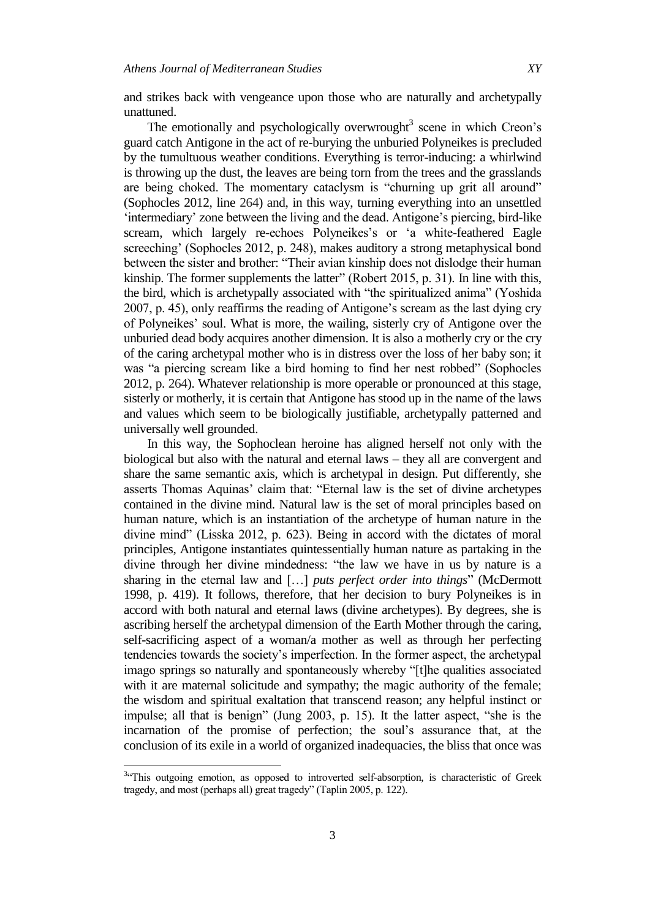and strikes back with vengeance upon those who are naturally and archetypally unattuned.

The emotionally and psychologically overwrought[3] scene in which Creon's guard catch Antigone in the act of re-burying the unburied Polyneikes is precluded by the tumultuous weather conditions. Everything is terror-inducing: a whirlwind is throwing up the dust, the leaves are being torn from the trees and the grasslands are being choked. The momentary cataclysm is "churning up grit all around" (Sophocles 2012, line 264) and, in this way, turning everything into an unsettled 'intermediary' zone between the living and the dead. Antigone's piercing, bird-like scream, which largely re-echoes Polyneikes's or 'a white-feathered Eagle screeching' (Sophocles 2012, p. 248), makes auditory a strong metaphysical bond between the sister and brother: "Their avian kinship does not dislodge their human kinship. The former supplements the latter" (Robert 2015, p. 31). In line with this, the bird, which is archetypally associated with "the spiritualized anima" (Yoshida 2007, p. 45), only reaffirms the reading of Antigone's scream as the last dying cry of Polyneikes' soul. What is more, the wailing, sisterly cry of Antigone over the unburied dead body acquires another dimension. It is also a motherly cry or the cry of the caring archetypal mother who is in distress over the loss of her baby son; it was "a piercing scream like a bird homing to find her nest robbed" (Sophocles 2012, p. 264). Whatever relationship is more operable or pronounced at this stage, sisterly or motherly, it is certain that Antigone has stood up in the name of the laws and values which seem to be biologically justifiable, archetypally patterned and universally well grounded.

In this way, the Sophoclean heroine has aligned herself not only with the biological but also with the natural and eternal laws – they all are convergent and share the same semantic axis, which is archetypal in design. Put differently, she asserts Thomas Aquinas' claim that: "Eternal law is the set of divine archetypes contained in the divine mind. Natural law is the set of moral principles based on human nature, which is an instantiation of the archetype of human nature in the divine mind" (Lisska 2012, p. 623). Being in accord with the dictates of moral principles, Antigone instantiates quintessentially human nature as partaking in the divine through her divine mindedness: "the law we have in us by nature is a sharing in the eternal law and […] *puts perfect order into things*" (McDermott 1998, p. 419). It follows, therefore, that her decision to bury Polyneikes is in accord with both natural and eternal laws (divine archetypes). By degrees, she is ascribing herself the archetypal dimension of the Earth Mother through the caring, self-sacrificing aspect of a woman/a mother as well as through her perfecting tendencies towards the society's imperfection. In the former aspect, the archetypal imago springs so naturally and spontaneously whereby "[t]he qualities associated with it are maternal solicitude and sympathy; the magic authority of the female; the wisdom and spiritual exaltation that transcend reason; any helpful instinct or impulse; all that is benign" (Jung 2003, p. 15). It the latter aspect, "she is the incarnation of the promise of perfection; the soul's assurance that, at the conclusion of its exile in a world of organized inadequacies, the bliss that once was

[3] "This outgoing emotion, as opposed to introverted self-absorption, is characteristic of Greek tragedy, and most (perhaps all) great tragedy" (Taplin 2005, p. 122).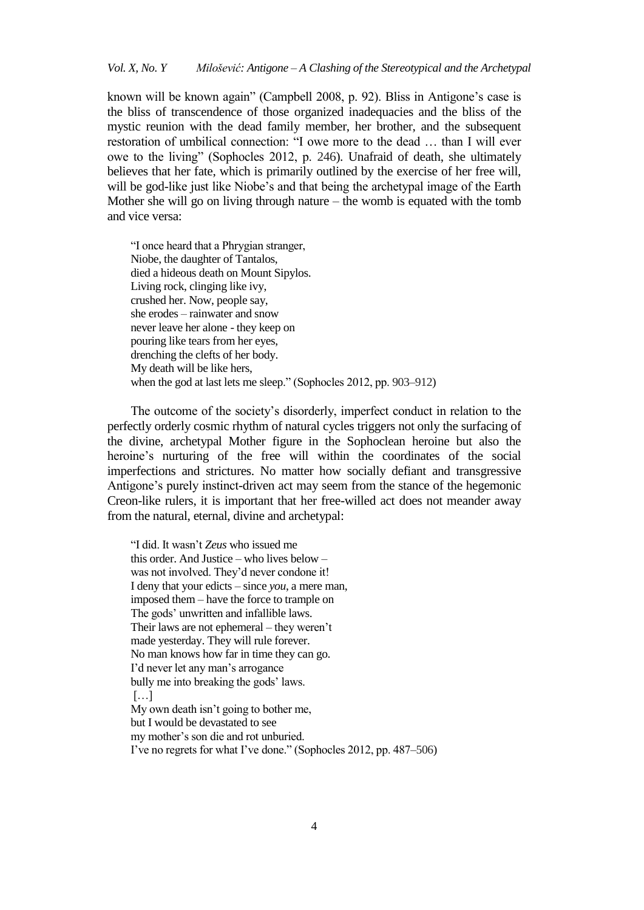known will be known again" (Campbell 2008, p. 92). Bliss in Antigone's case is the bliss of transcendence of those organized inadequacies and the bliss of the mystic reunion with the dead family member, her brother, and the subsequent restoration of umbilical connection: "I owe more to the dead … than I will ever owe to the living" (Sophocles 2012, p. 246). Unafraid of death, she ultimately believes that her fate, which is primarily outlined by the exercise of her free will, will be god-like just like Niobe's and that being the archetypal image of the Earth Mother she will go on living through nature – the womb is equated with the tomb and vice versa:

> "I once heard that a Phrygian stranger,  
> Niobe, the daughter of Tantalos,  
> died a hideous death on Mount Sipylos.  
> Living rock, clinging like ivy,  
> crushed her. Now, people say,  
> she erodes – rainwater and snow  
> never leave her alone - they keep on  
> pouring like tears from her eyes,  
> drenching the clefts of her body.  
> My death will be like hers,  
> when the god at last lets me sleep." (Sophocles 2012, pp. 903–912)

The outcome of the society's disorderly, imperfect conduct in relation to the perfectly orderly cosmic rhythm of natural cycles triggers not only the surfacing of the divine, archetypal Mother figure in the Sophoclean heroine but also the heroine's nurturing of the free will within the coordinates of the social imperfections and strictures. No matter how socially defiant and transgressive Antigone's purely instinct-driven act may seem from the stance of the hegemonic Creon-like rulers, it is important that her free-willed act does not meander away from the natural, eternal, divine and archetypal:

> "I did. It wasn't *Zeus* who issued me  
> this order. And Justice – who lives below –  
> was not involved. They'd never condone it!  
> I deny that your edicts – since *you*, a mere man,  
> imposed them – have the force to trample on  
> The gods' unwritten and infallible laws.  
> Their laws are not ephemeral – they weren't  
> made yesterday. They will rule forever.  
> No man knows how far in time they can go.  
> I'd never let any man's arrogance  
> bully me into breaking the gods' laws.  
> […]  
> My own death isn't going to bother me,  
> but I would be devastated to see  
> my mother's son die and rot unburied.  
> I've no regrets for what I've done." (Sophocles 2012, pp. 487–506)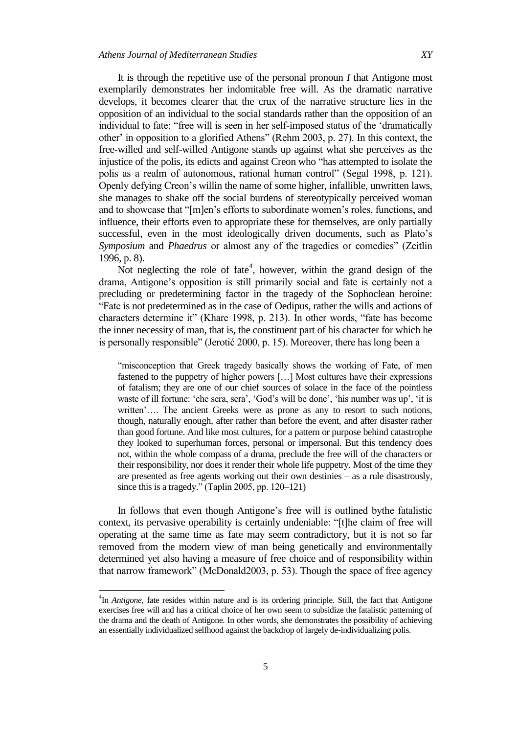It is through the repetitive use of the personal pronoun *I* that Antigone most exemplarily demonstrates her indomitable free will. As the dramatic narrative develops, it becomes clearer that the crux of the narrative structure lies in the opposition of an individual to the social standards rather than the opposition of an individual to fate: "free will is seen in her self-imposed status of the 'dramatically other' in opposition to a glorified Athens" (Rehm 2003, p. 27). In this context, the free-willed and self-willed Antigone stands up against what she perceives as the injustice of the polis, its edicts and against Creon who "has attempted to isolate the polis as a realm of autonomous, rational human control" (Segal 1998, p. 121). Openly defying Creon's willin the name of some higher, infallible, unwritten laws, she manages to shake off the social burdens of stereotypically perceived woman and to showcase that "[m]en's efforts to subordinate women's roles, functions, and influence, their efforts even to appropriate these for themselves, are only partially successful, even in the most ideologically driven documents, such as Plato's *Symposium* and *Phaedrus* or almost any of the tragedies or comedies" (Zeitlin 1996, p. 8).

Not neglecting the role of fate[4], however, within the grand design of the drama, Antigone's opposition is still primarily social and fate is certainly not a precluding or predetermining factor in the tragedy of the Sophoclean heroine: "Fate is not predetermined as in the case of Oedipus, rather the wills and actions of characters determine it" (Khare 1998, p. 213). In other words, "fate has become the inner necessity of man, that is, the constituent part of his character for which he is personally responsible" (Jerotić 2000, p. 15). Moreover, there has long been a

> "misconception that Greek tragedy basically shows the working of Fate, of men fastened to the puppetry of higher powers […] Most cultures have their expressions of fatalism; they are one of our chief sources of solace in the face of the pointless waste of ill fortune: 'che sera, sera', 'God's will be done', 'his number was up', 'it is written'…. The ancient Greeks were as prone as any to resort to such notions, though, naturally enough, after rather than before the event, and after disaster rather than good fortune. And like most cultures, for a pattern or purpose behind catastrophe they looked to superhuman forces, personal or impersonal. But this tendency does not, within the whole compass of a drama, preclude the free will of the characters or their responsibility, nor does it render their whole life puppetry. Most of the time they are presented as free agents working out their own destinies – as a rule disastrously, since this is a tragedy." (Taplin 2005, pp. 120–121)

In follows that even though Antigone's free will is outlined bythe fatalistic context, its pervasive operability is certainly undeniable: "[t]he claim of free will operating at the same time as fate may seem contradictory, but it is not so far removed from the modern view of man being genetically and environmentally determined yet also having a measure of free choice and of responsibility within that narrow framework" (McDonald2003, p. 53). Though the space of free agency

---

[4]In *Antigone*, fate resides within nature and is its ordering principle. Still, the fact that Antigone exercises free will and has a critical choice of her own seem to subsidize the fatalistic patterning of the drama and the death of Antigone. In other words, she demonstrates the possibility of achieving an essentially individualized selfhood against the backdrop of largely de-individualizing polis.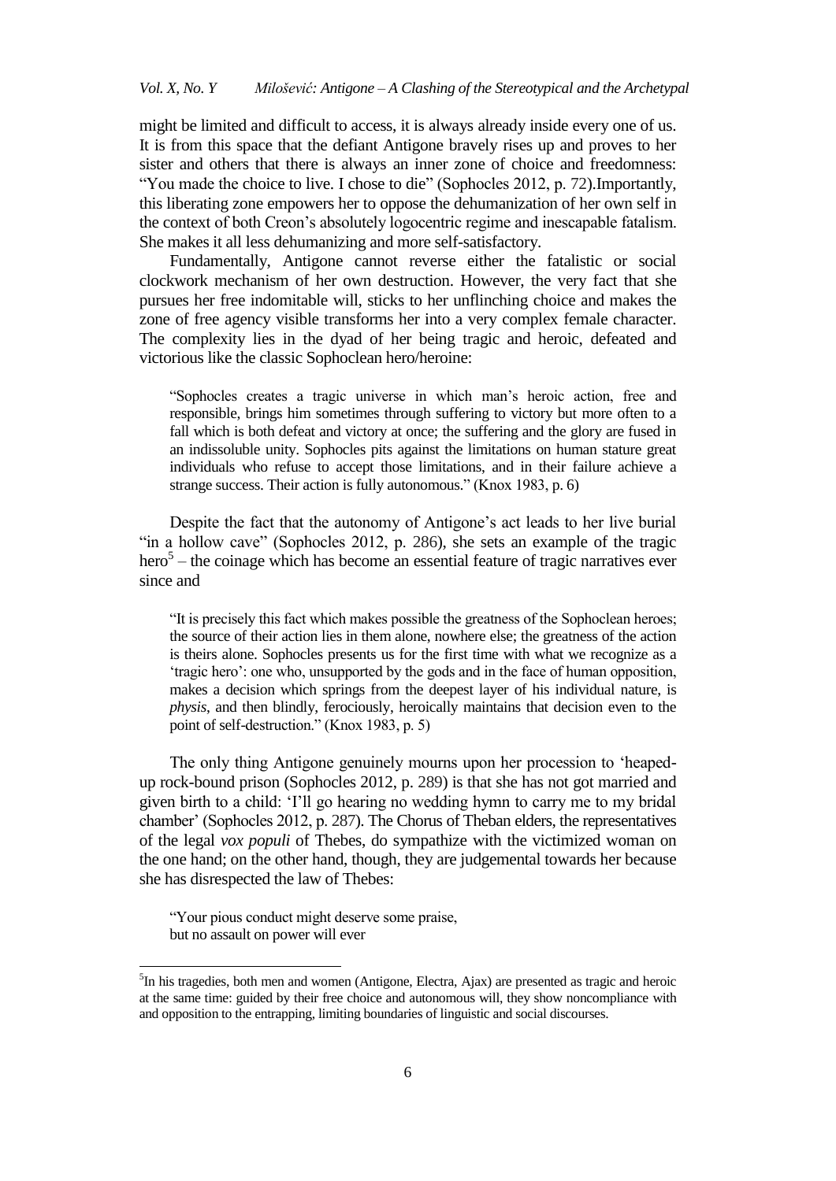might be limited and difficult to access, it is always already inside every one of us. It is from this space that the defiant Antigone bravely rises up and proves to her sister and others that there is always an inner zone of choice and freedomness: "You made the choice to live. I chose to die" (Sophocles 2012, p. 72).Importantly, this liberating zone empowers her to oppose the dehumanization of her own self in the context of both Creon's absolutely logocentric regime and inescapable fatalism. She makes it all less dehumanizing and more self-satisfactory.

Fundamentally, Antigone cannot reverse either the fatalistic or social clockwork mechanism of her own destruction. However, the very fact that she pursues her free indomitable will, sticks to her unflinching choice and makes the zone of free agency visible transforms her into a very complex female character. The complexity lies in the dyad of her being tragic and heroic, defeated and victorious like the classic Sophoclean hero/heroine:

> "Sophocles creates a tragic universe in which man's heroic action, free and responsible, brings him sometimes through suffering to victory but more often to a fall which is both defeat and victory at once; the suffering and the glory are fused in an indissoluble unity. Sophocles pits against the limitations on human stature great individuals who refuse to accept those limitations, and in their failure achieve a strange success. Their action is fully autonomous." (Knox 1983, p. 6)

Despite the fact that the autonomy of Antigone's act leads to her live burial "in a hollow cave" (Sophocles 2012, p. 286), she sets an example of the tragic hero[5] – the coinage which has become an essential feature of tragic narratives ever since and

> "It is precisely this fact which makes possible the greatness of the Sophoclean heroes; the source of their action lies in them alone, nowhere else; the greatness of the action is theirs alone. Sophocles presents us for the first time with what we recognize as a 'tragic hero': one who, unsupported by the gods and in the face of human opposition, makes a decision which springs from the deepest layer of his individual nature, is *physis*, and then blindly, ferociously, heroically maintains that decision even to the point of self-destruction." (Knox 1983, p. 5)

The only thing Antigone genuinely mourns upon her procession to 'heaped-up rock-bound prison (Sophocles 2012, p. 289) is that she has not got married and given birth to a child: 'I'll go hearing no wedding hymn to carry me to my bridal chamber' (Sophocles 2012, p. 287). The Chorus of Theban elders, the representatives of the legal *vox populi* of Thebes, do sympathize with the victimized woman on the one hand; on the other hand, though, they are judgemental towards her because she has disrespected the law of Thebes:

> "Your pious conduct might deserve some praise,
> but no assault on power will ever

---

[5] In his tragedies, both men and women (Antigone, Electra, Ajax) are presented as tragic and heroic at the same time: guided by their free choice and autonomous will, they show noncompliance with and opposition to the entrapping, limiting boundaries of linguistic and social discourses.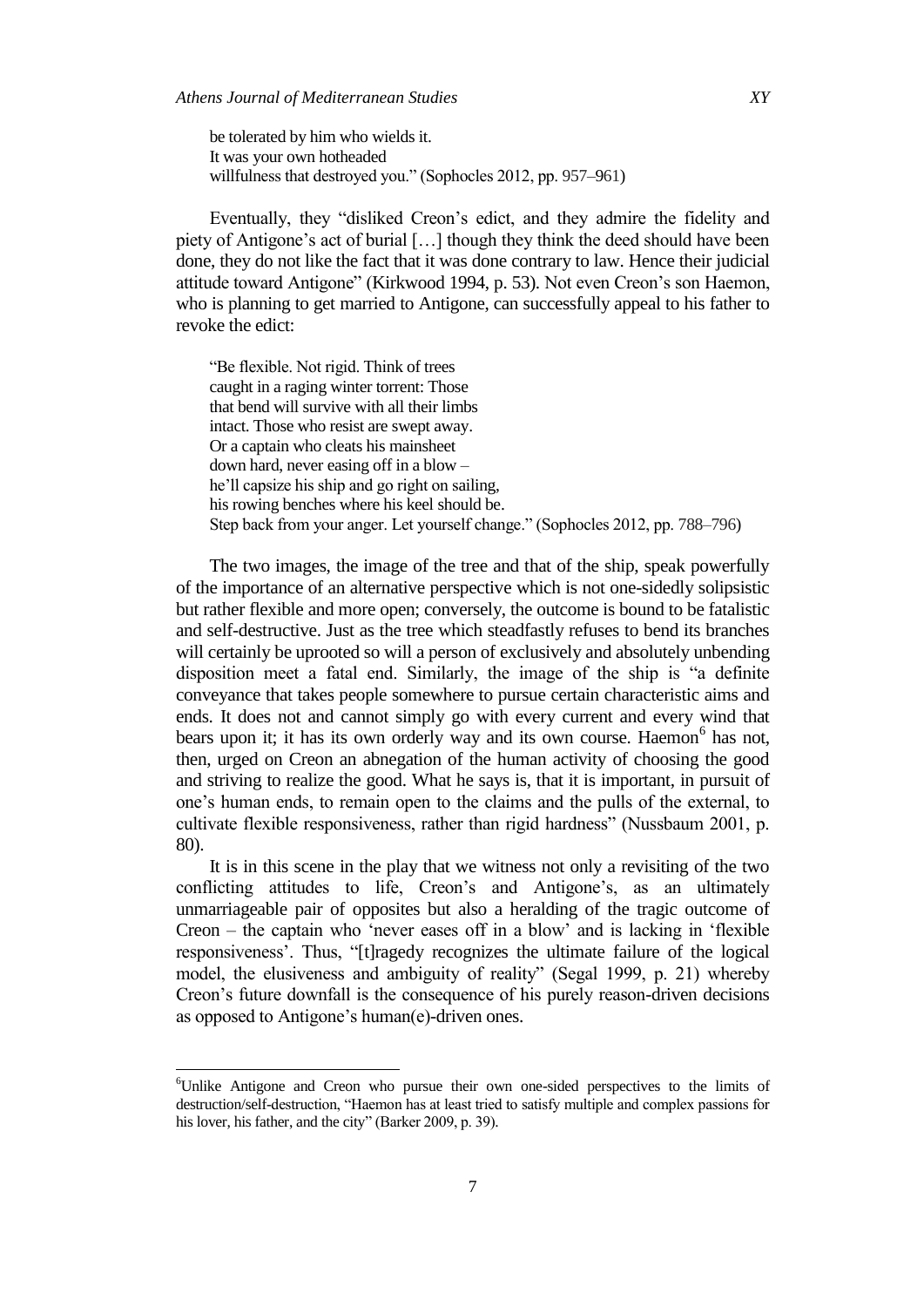> be tolerated by him who wields it.
> It was your own hotheaded
> willfulness that destroyed you." (Sophocles 2012, pp. 957–961)

Eventually, they "disliked Creon's edict, and they admire the fidelity and piety of Antigone's act of burial […] though they think the deed should have been done, they do not like the fact that it was done contrary to law. Hence their judicial attitude toward Antigone" (Kirkwood 1994, p. 53). Not even Creon's son Haemon, who is planning to get married to Antigone, can successfully appeal to his father to revoke the edict:

> "Be flexible. Not rigid. Think of trees
> caught in a raging winter torrent: Those
> that bend will survive with all their limbs
> intact. Those who resist are swept away.
> Or a captain who cleats his mainsheet
> down hard, never easing off in a blow –
> he'll capsize his ship and go right on sailing,
> his rowing benches where his keel should be.
> Step back from your anger. Let yourself change." (Sophocles 2012, pp. 788–796)

The two images, the image of the tree and that of the ship, speak powerfully of the importance of an alternative perspective which is not one-sidedly solipsistic but rather flexible and more open; conversely, the outcome is bound to be fatalistic and self-destructive. Just as the tree which steadfastly refuses to bend its branches will certainly be uprooted so will a person of exclusively and absolutely unbending disposition meet a fatal end. Similarly, the image of the ship is "a definite conveyance that takes people somewhere to pursue certain characteristic aims and ends. It does not and cannot simply go with every current and every wind that bears upon it; it has its own orderly way and its own course. Haemon[6] has not, then, urged on Creon an abnegation of the human activity of choosing the good and striving to realize the good. What he says is, that it is important, in pursuit of one's human ends, to remain open to the claims and the pulls of the external, to cultivate flexible responsiveness, rather than rigid hardness" (Nussbaum 2001, p. 80).

It is in this scene in the play that we witness not only a revisiting of the two conflicting attitudes to life, Creon's and Antigone's, as an ultimately unmarriageable pair of opposites but also a heralding of the tragic outcome of Creon – the captain who 'never eases off in a blow' and is lacking in 'flexible responsiveness'. Thus, "[t]ragedy recognizes the ultimate failure of the logical model, the elusiveness and ambiguity of reality" (Segal 1999, p. 21) whereby Creon's future downfall is the consequence of his purely reason-driven decisions as opposed to Antigone's human(e)-driven ones.

---

[6] Unlike Antigone and Creon who pursue their own one-sided perspectives to the limits of destruction/self-destruction, "Haemon has at least tried to satisfy multiple and complex passions for his lover, his father, and the city" (Barker 2009, p. 39).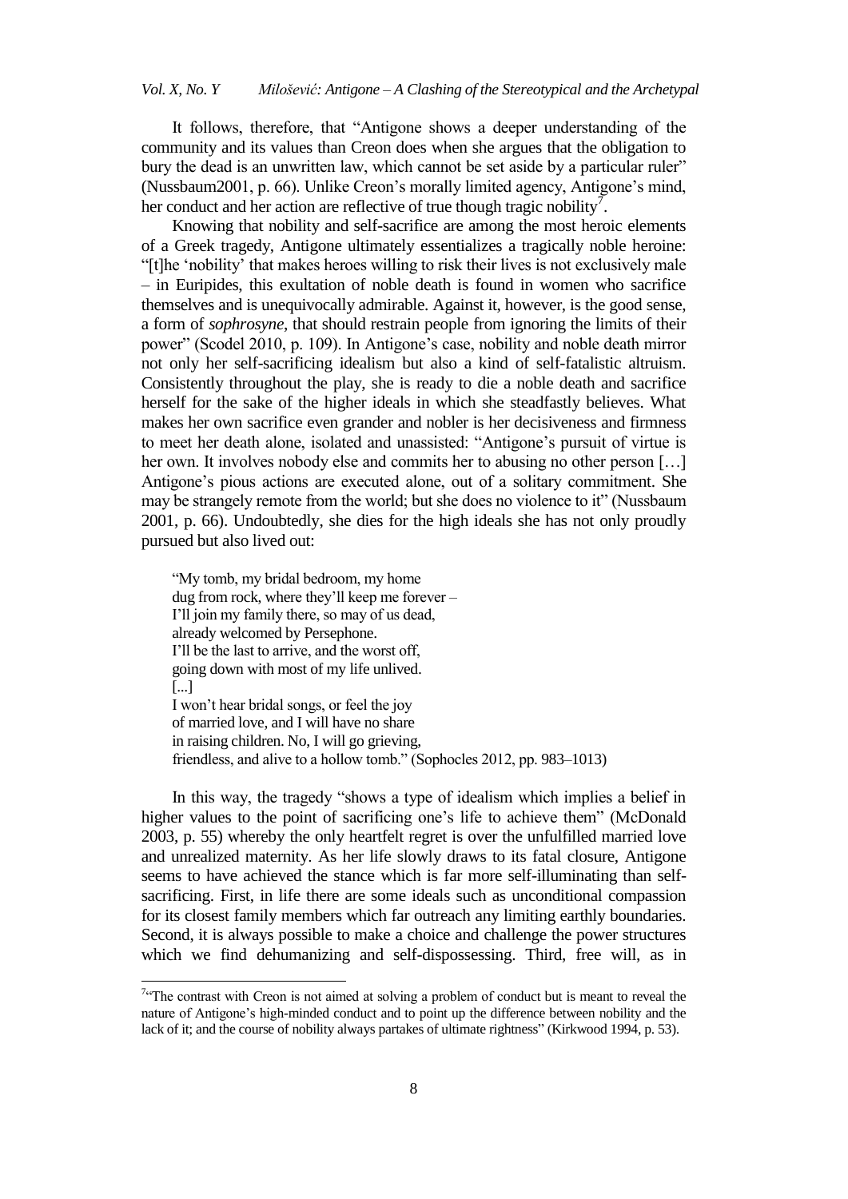It follows, therefore, that "Antigone shows a deeper understanding of the community and its values than Creon does when she argues that the obligation to bury the dead is an unwritten law, which cannot be set aside by a particular ruler" (Nussbaum2001, p. 66). Unlike Creon's morally limited agency, Antigone's mind, her conduct and her action are reflective of true though tragic nobility[7].

Knowing that nobility and self-sacrifice are among the most heroic elements of a Greek tragedy, Antigone ultimately essentializes a tragically noble heroine: "[t]he 'nobility' that makes heroes willing to risk their lives is not exclusively male – in Euripides, this exultation of noble death is found in women who sacrifice themselves and is unequivocally admirable. Against it, however, is the good sense, a form of *sophrosyne*, that should restrain people from ignoring the limits of their power" (Scodel 2010, p. 109). In Antigone's case, nobility and noble death mirror not only her self-sacrificing idealism but also a kind of self-fatalistic altruism. Consistently throughout the play, she is ready to die a noble death and sacrifice herself for the sake of the higher ideals in which she steadfastly believes. What makes her own sacrifice even grander and nobler is her decisiveness and firmness to meet her death alone, isolated and unassisted: "Antigone's pursuit of virtue is her own. It involves nobody else and commits her to abusing no other person […] Antigone's pious actions are executed alone, out of a solitary commitment. She may be strangely remote from the world; but she does no violence to it" (Nussbaum 2001, p. 66). Undoubtedly, she dies for the high ideals she has not only proudly pursued but also lived out:

> "My tomb, my bridal bedroom, my home
> dug from rock, where they'll keep me forever –
> I'll join my family there, so may of us dead,
> already welcomed by Persephone.
> I'll be the last to arrive, and the worst off,
> going down with most of my life unlived.
> [...]
> I won't hear bridal songs, or feel the joy
> of married love, and I will have no share
> in raising children. No, I will go grieving,
> friendless, and alive to a hollow tomb." (Sophocles 2012, pp. 983–1013)

In this way, the tragedy "shows a type of idealism which implies a belief in higher values to the point of sacrificing one's life to achieve them" (McDonald 2003, p. 55) whereby the only heartfelt regret is over the unfulfilled married love and unrealized maternity. As her life slowly draws to its fatal closure, Antigone seems to have achieved the stance which is far more self-illuminating than self-sacrificing. First, in life there are some ideals such as unconditional compassion for its closest family members which far outreach any limiting earthly boundaries. Second, it is always possible to make a choice and challenge the power structures which we find dehumanizing and self-dispossessing. Third, free will, as in

---

[7] "The contrast with Creon is not aimed at solving a problem of conduct but is meant to reveal the nature of Antigone's high-minded conduct and to point up the difference between nobility and the lack of it; and the course of nobility always partakes of ultimate rightness" (Kirkwood 1994, p. 53).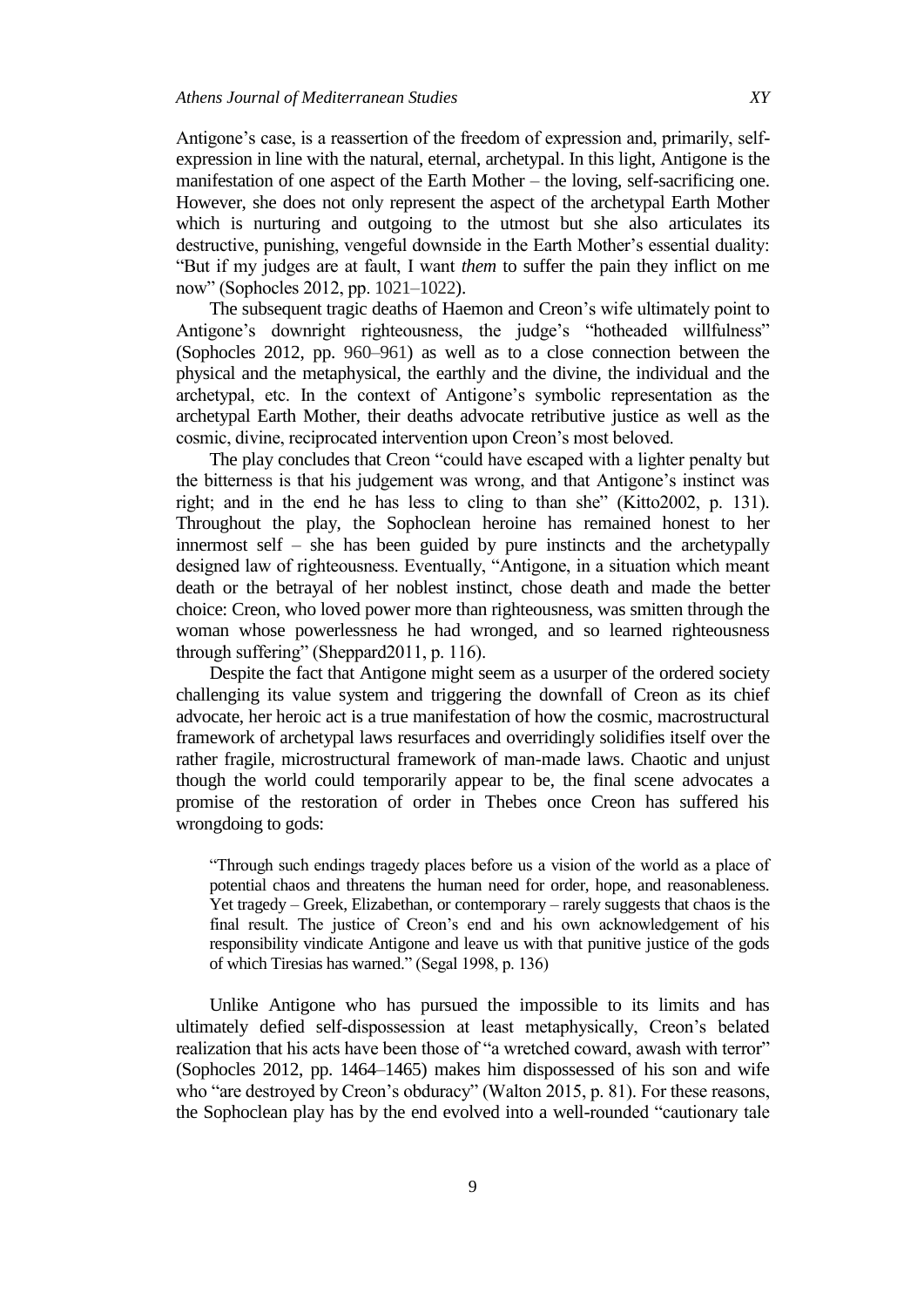Antigone's case, is a reassertion of the freedom of expression and, primarily, self-expression in line with the natural, eternal, archetypal. In this light, Antigone is the manifestation of one aspect of the Earth Mother – the loving, self-sacrificing one. However, she does not only represent the aspect of the archetypal Earth Mother which is nurturing and outgoing to the utmost but she also articulates its destructive, punishing, vengeful downside in the Earth Mother's essential duality: "But if my judges are at fault, I want *them* to suffer the pain they inflict on me now" (Sophocles 2012, pp. 1021–1022).

The subsequent tragic deaths of Haemon and Creon's wife ultimately point to Antigone's downright righteousness, the judge's "hotheaded willfulness" (Sophocles 2012, pp. 960–961) as well as to a close connection between the physical and the metaphysical, the earthly and the divine, the individual and the archetypal, etc. In the context of Antigone's symbolic representation as the archetypal Earth Mother, their deaths advocate retributive justice as well as the cosmic, divine, reciprocated intervention upon Creon's most beloved.

The play concludes that Creon "could have escaped with a lighter penalty but the bitterness is that his judgement was wrong, and that Antigone's instinct was right; and in the end he has less to cling to than she" (Kitto2002, p. 131). Throughout the play, the Sophoclean heroine has remained honest to her innermost self – she has been guided by pure instincts and the archetypally designed law of righteousness. Eventually, "Antigone, in a situation which meant death or the betrayal of her noblest instinct, chose death and made the better choice: Creon, who loved power more than righteousness, was smitten through the woman whose powerlessness he had wronged, and so learned righteousness through suffering" (Sheppard2011, p. 116).

Despite the fact that Antigone might seem as a usurper of the ordered society challenging its value system and triggering the downfall of Creon as its chief advocate, her heroic act is a true manifestation of how the cosmic, macrostructural framework of archetypal laws resurfaces and overridingly solidifies itself over the rather fragile, microstructural framework of man-made laws. Chaotic and unjust though the world could temporarily appear to be, the final scene advocates a promise of the restoration of order in Thebes once Creon has suffered his wrongdoing to gods:

> "Through such endings tragedy places before us a vision of the world as a place of potential chaos and threatens the human need for order, hope, and reasonableness. Yet tragedy – Greek, Elizabethan, or contemporary – rarely suggests that chaos is the final result. The justice of Creon's end and his own acknowledgement of his responsibility vindicate Antigone and leave us with that punitive justice of the gods of which Tiresias has warned." (Segal 1998, p. 136)

Unlike Antigone who has pursued the impossible to its limits and has ultimately defied self-dispossession at least metaphysically, Creon's belated realization that his acts have been those of "a wretched coward, awash with terror" (Sophocles 2012, pp. 1464–1465) makes him dispossessed of his son and wife who "are destroyed by Creon's obduracy" (Walton 2015, p. 81). For these reasons, the Sophoclean play has by the end evolved into a well-rounded "cautionary tale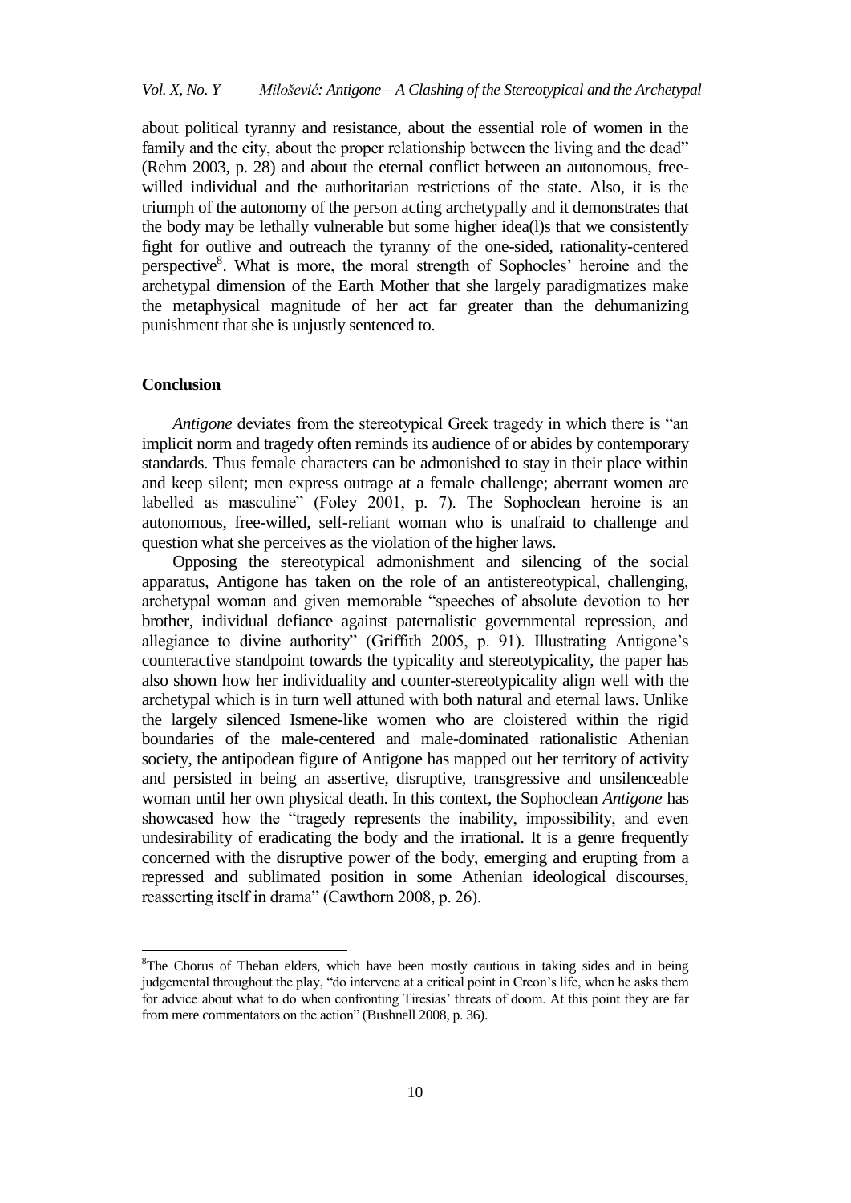about political tyranny and resistance, about the essential role of women in the family and the city, about the proper relationship between the living and the dead" (Rehm 2003, p. 28) and about the eternal conflict between an autonomous, free-willed individual and the authoritarian restrictions of the state. Also, it is the triumph of the autonomy of the person acting archetypally and it demonstrates that the body may be lethally vulnerable but some higher idea(l)s that we consistently fight for outlive and outreach the tyranny of the one-sided, rationality-centered perspective[8]. What is more, the moral strength of Sophocles' heroine and the archetypal dimension of the Earth Mother that she largely paradigmatizes make the metaphysical magnitude of her act far greater than the dehumanizing punishment that she is unjustly sentenced to.

## Conclusion

*Antigone* deviates from the stereotypical Greek tragedy in which there is "an implicit norm and tragedy often reminds its audience of or abides by contemporary standards. Thus female characters can be admonished to stay in their place within and keep silent; men express outrage at a female challenge; aberrant women are labelled as masculine" (Foley 2001, p. 7). The Sophoclean heroine is an autonomous, free-willed, self-reliant woman who is unafraid to challenge and question what she perceives as the violation of the higher laws.

Opposing the stereotypical admonishment and silencing of the social apparatus, Antigone has taken on the role of an antistereotypical, challenging, archetypal woman and given memorable "speeches of absolute devotion to her brother, individual defiance against paternalistic governmental repression, and allegiance to divine authority" (Griffith 2005, p. 91). Illustrating Antigone's counteractive standpoint towards the typicality and stereotypicality, the paper has also shown how her individuality and counter-stereotypicality align well with the archetypal which is in turn well attuned with both natural and eternal laws. Unlike the largely silenced Ismene-like women who are cloistered within the rigid boundaries of the male-centered and male-dominated rationalistic Athenian society, the antipodean figure of Antigone has mapped out her territory of activity and persisted in being an assertive, disruptive, transgressive and unsilenceable woman until her own physical death. In this context, the Sophoclean *Antigone* has showcased how the "tragedy represents the inability, impossibility, and even undesirability of eradicating the body and the irrational. It is a genre frequently concerned with the disruptive power of the body, emerging and erupting from a repressed and sublimated position in some Athenian ideological discourses, reasserting itself in drama" (Cawthorn 2008, p. 26).

---

[8]The Chorus of Theban elders, which have been mostly cautious in taking sides and in being judgemental throughout the play, "do intervene at a critical point in Creon's life, when he asks them for advice about what to do when confronting Tiresias' threats of doom. At this point they are far from mere commentators on the action" (Bushnell 2008, p. 36).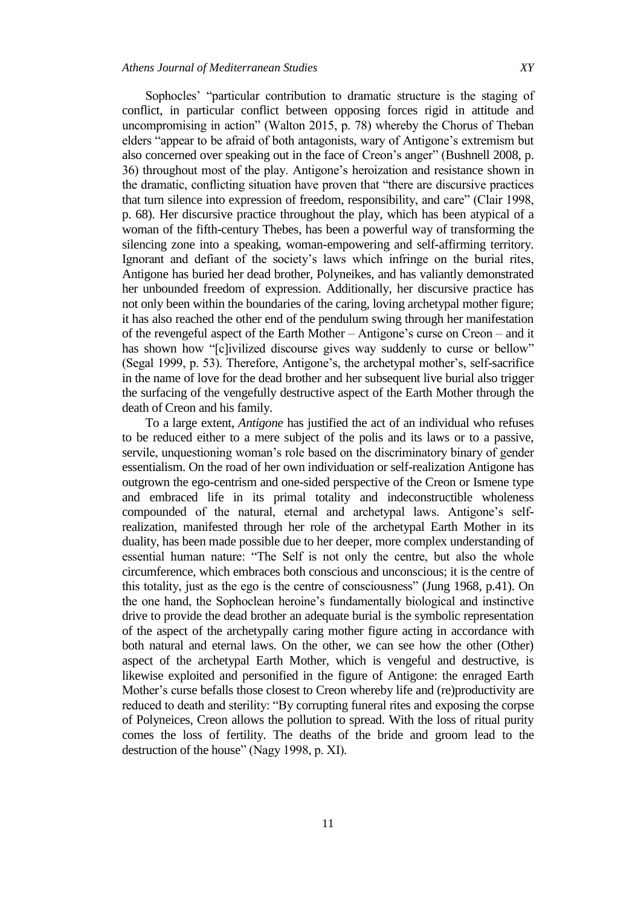Sophocles' "particular contribution to dramatic structure is the staging of conflict, in particular conflict between opposing forces rigid in attitude and uncompromising in action" (Walton 2015, p. 78) whereby the Chorus of Theban elders "appear to be afraid of both antagonists, wary of Antigone's extremism but also concerned over speaking out in the face of Creon's anger" (Bushnell 2008, p. 36) throughout most of the play. Antigone's heroization and resistance shown in the dramatic, conflicting situation have proven that "there are discursive practices that turn silence into expression of freedom, responsibility, and care" (Clair 1998, p. 68). Her discursive practice throughout the play, which has been atypical of a woman of the fifth-century Thebes, has been a powerful way of transforming the silencing zone into a speaking, woman-empowering and self-affirming territory. Ignorant and defiant of the society's laws which infringe on the burial rites, Antigone has buried her dead brother, Polyneikes, and has valiantly demonstrated her unbounded freedom of expression. Additionally, her discursive practice has not only been within the boundaries of the caring, loving archetypal mother figure; it has also reached the other end of the pendulum swing through her manifestation of the revengeful aspect of the Earth Mother – Antigone's curse on Creon – and it has shown how "[c]ivilized discourse gives way suddenly to curse or bellow" (Segal 1999, p. 53). Therefore, Antigone's, the archetypal mother's, self-sacrifice in the name of love for the dead brother and her subsequent live burial also trigger the surfacing of the vengefully destructive aspect of the Earth Mother through the death of Creon and his family.

To a large extent, *Antigone* has justified the act of an individual who refuses to be reduced either to a mere subject of the polis and its laws or to a passive, servile, unquestioning woman's role based on the discriminatory binary of gender essentialism. On the road of her own individuation or self-realization Antigone has outgrown the ego-centrism and one-sided perspective of the Creon or Ismene type and embraced life in its primal totality and indeconstructible wholeness compounded of the natural, eternal and archetypal laws. Antigone's self-realization, manifested through her role of the archetypal Earth Mother in its duality, has been made possible due to her deeper, more complex understanding of essential human nature: "The Self is not only the centre, but also the whole circumference, which embraces both conscious and unconscious; it is the centre of this totality, just as the ego is the centre of consciousness" (Jung 1968, p.41). On the one hand, the Sophoclean heroine's fundamentally biological and instinctive drive to provide the dead brother an adequate burial is the symbolic representation of the aspect of the archetypally caring mother figure acting in accordance with both natural and eternal laws. On the other, we can see how the other (Other) aspect of the archetypal Earth Mother, which is vengeful and destructive, is likewise exploited and personified in the figure of Antigone: the enraged Earth Mother's curse befalls those closest to Creon whereby life and (re)productivity are reduced to death and sterility: "By corrupting funeral rites and exposing the corpse of Polyneices, Creon allows the pollution to spread. With the loss of ritual purity comes the loss of fertility. The deaths of the bride and groom lead to the destruction of the house" (Nagy 1998, p. XI).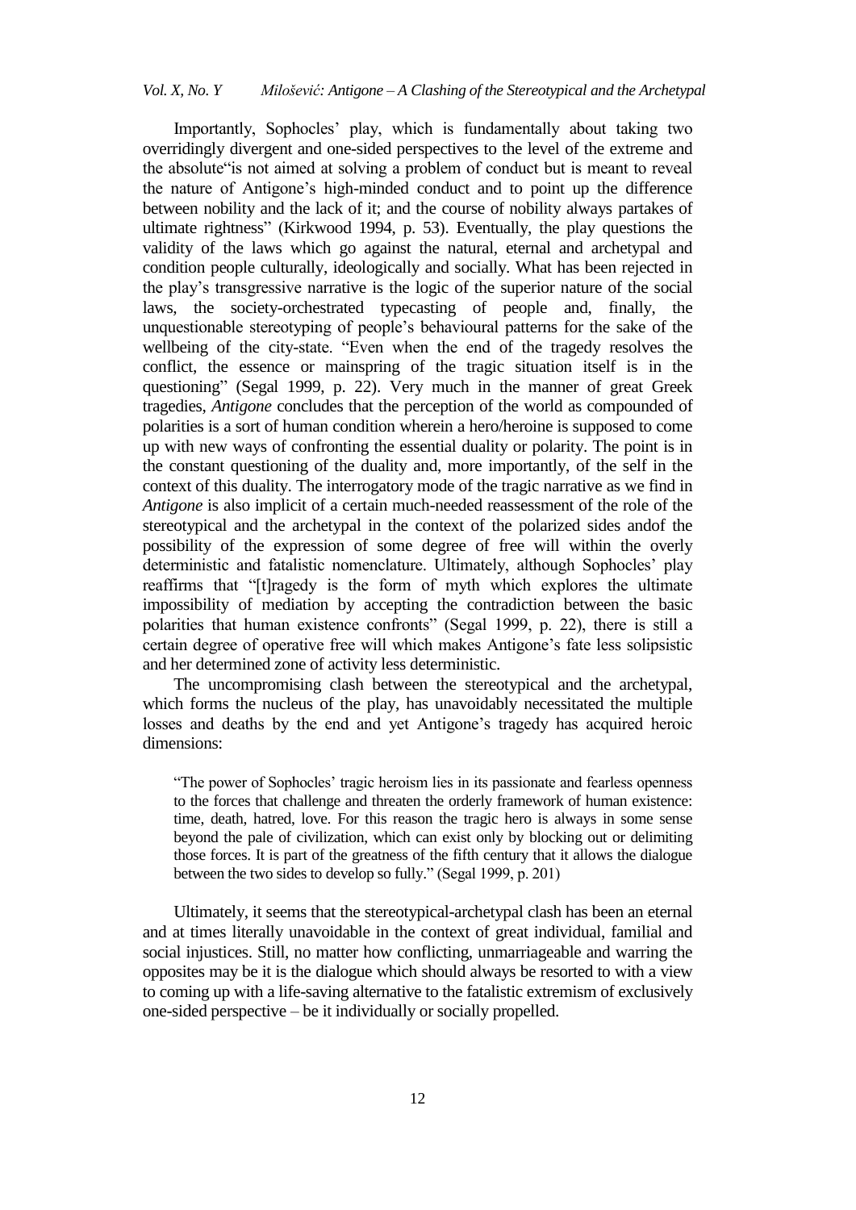Importantly, Sophocles' play, which is fundamentally about taking two overridingly divergent and one-sided perspectives to the level of the extreme and the absolute"is not aimed at solving a problem of conduct but is meant to reveal the nature of Antigone's high-minded conduct and to point up the difference between nobility and the lack of it; and the course of nobility always partakes of ultimate rightness" (Kirkwood 1994, p. 53). Eventually, the play questions the validity of the laws which go against the natural, eternal and archetypal and condition people culturally, ideologically and socially. What has been rejected in the play's transgressive narrative is the logic of the superior nature of the social laws, the society-orchestrated typecasting of people and, finally, the unquestionable stereotyping of people's behavioural patterns for the sake of the wellbeing of the city-state. "Even when the end of the tragedy resolves the conflict, the essence or mainspring of the tragic situation itself is in the questioning" (Segal 1999, p. 22). Very much in the manner of great Greek tragedies, *Antigone* concludes that the perception of the world as compounded of polarities is a sort of human condition wherein a hero/heroine is supposed to come up with new ways of confronting the essential duality or polarity. The point is in the constant questioning of the duality and, more importantly, of the self in the context of this duality. The interrogatory mode of the tragic narrative as we find in *Antigone* is also implicit of a certain much-needed reassessment of the role of the stereotypical and the archetypal in the context of the polarized sides andof the possibility of the expression of some degree of free will within the overly deterministic and fatalistic nomenclature. Ultimately, although Sophocles' play reaffirms that "[t]ragedy is the form of myth which explores the ultimate impossibility of mediation by accepting the contradiction between the basic polarities that human existence confronts" (Segal 1999, p. 22), there is still a certain degree of operative free will which makes Antigone's fate less solipsistic and her determined zone of activity less deterministic.

The uncompromising clash between the stereotypical and the archetypal, which forms the nucleus of the play, has unavoidably necessitated the multiple losses and deaths by the end and yet Antigone's tragedy has acquired heroic dimensions:

> "The power of Sophocles' tragic heroism lies in its passionate and fearless openness to the forces that challenge and threaten the orderly framework of human existence: time, death, hatred, love. For this reason the tragic hero is always in some sense beyond the pale of civilization, which can exist only by blocking out or delimiting those forces. It is part of the greatness of the fifth century that it allows the dialogue between the two sides to develop so fully." (Segal 1999, p. 201)

Ultimately, it seems that the stereotypical-archetypal clash has been an eternal and at times literally unavoidable in the context of great individual, familial and social injustices. Still, no matter how conflicting, unmarriageable and warring the opposites may be it is the dialogue which should always be resorted to with a view to coming up with a life-saving alternative to the fatalistic extremism of exclusively one-sided perspective – be it individually or socially propelled.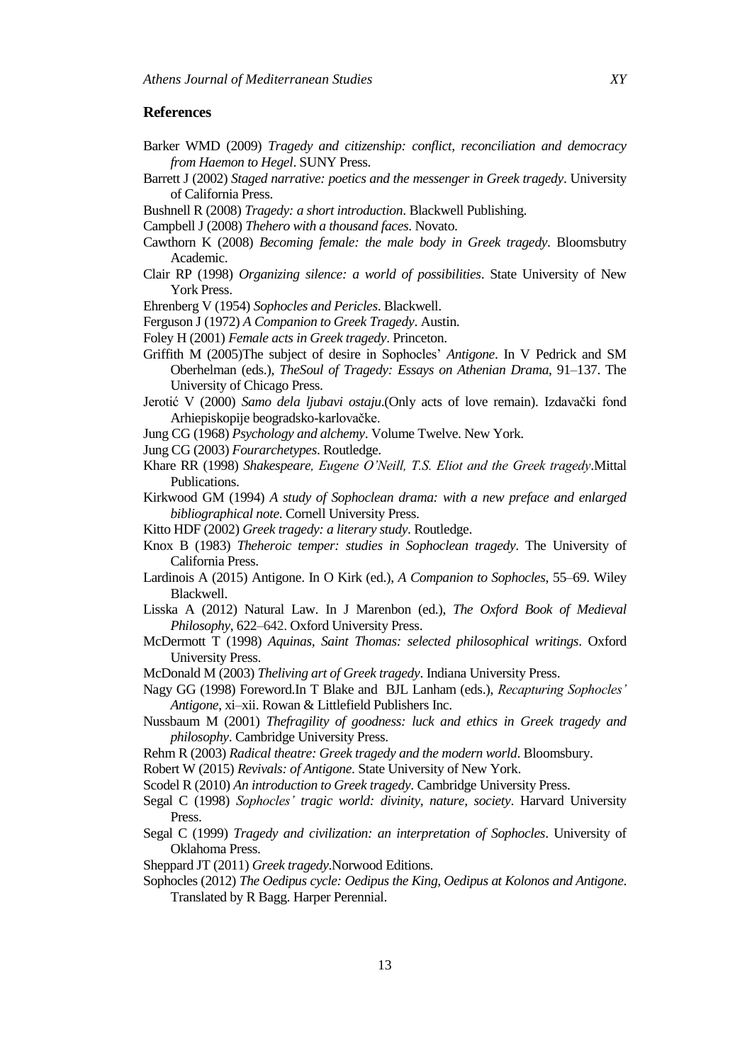## References

Barker WMD (2009) *Tragedy and citizenship: conflict, reconciliation and democracy from Haemon to Hegel*. SUNY Press.

Barrett J (2002) *Staged narrative: poetics and the messenger in Greek tragedy*. University of California Press.

Bushnell R (2008) *Tragedy: a short introduction*. Blackwell Publishing.

Campbell J (2008) *Thehero with a thousand faces*. Novato.

Cawthorn K (2008) *Becoming female: the male body in Greek tragedy*. Bloomsbutry Academic.

Clair RP (1998) *Organizing silence: a world of possibilities*. State University of New York Press.

Ehrenberg V (1954) *Sophocles and Pericles*. Blackwell.

Ferguson J (1972) *A Companion to Greek Tragedy*. Austin.

Foley H (2001) *Female acts in Greek tragedy*. Princeton.

Griffith M (2005)The subject of desire in Sophocles' *Antigone*. In V Pedrick and SM Oberhelman (eds.), *TheSoul of Tragedy: Essays on Athenian Drama*, 91–137. The University of Chicago Press.

Jerotić V (2000) *Samo dela ljubavi ostaju*.(Only acts of love remain). Izdavački fond Arhiepiskopije beogradsko-karlovačke.

Jung CG (1968) *Psychology and alchemy*. Volume Twelve. New York.

Jung CG (2003) *Fourarchetypes*. Routledge.

Khare RR (1998) *Shakespeare, Eugene O'Neill, T.S. Eliot and the Greek tragedy*.Mittal Publications.

Kirkwood GM (1994) *A study of Sophoclean drama: with a new preface and enlarged bibliographical note*. Cornell University Press.

Kitto HDF (2002) *Greek tragedy: a literary study*. Routledge.

Knox B (1983) *Theheroic temper: studies in Sophoclean tragedy*. The University of California Press.

Lardinois A (2015) Antigone. In O Kirk (ed.), *A Companion to Sophocles*, 55–69. Wiley Blackwell.

Lisska A (2012) Natural Law. In J Marenbon (ed.), *The Oxford Book of Medieval Philosophy*, 622–642. Oxford University Press.

McDermott T (1998) *Aquinas, Saint Thomas: selected philosophical writings*. Oxford University Press.

McDonald M (2003) *Theliving art of Greek tragedy*. Indiana University Press.

Nagy GG (1998) Foreword.In T Blake and BJL Lanham (eds.), *Recapturing Sophocles' Antigone*, xi–xii. Rowan & Littlefield Publishers Inc.

Nussbaum M (2001) *Thefragility of goodness: luck and ethics in Greek tragedy and philosophy*. Cambridge University Press.

Rehm R (2003) *Radical theatre: Greek tragedy and the modern world*. Bloomsbury.

Robert W (2015) *Revivals: of Antigone*. State University of New York.

Scodel R (2010) *An introduction to Greek tragedy*. Cambridge University Press.

Segal C (1998) *Sophocles' tragic world: divinity, nature, society*. Harvard University Press.

Segal C (1999) *Tragedy and civilization: an interpretation of Sophocles*. University of Oklahoma Press.

Sheppard JT (2011) *Greek tragedy*.Norwood Editions.

Sophocles (2012) *The Oedipus cycle: Oedipus the King, Oedipus at Kolonos and Antigone*. Translated by R Bagg. Harper Perennial.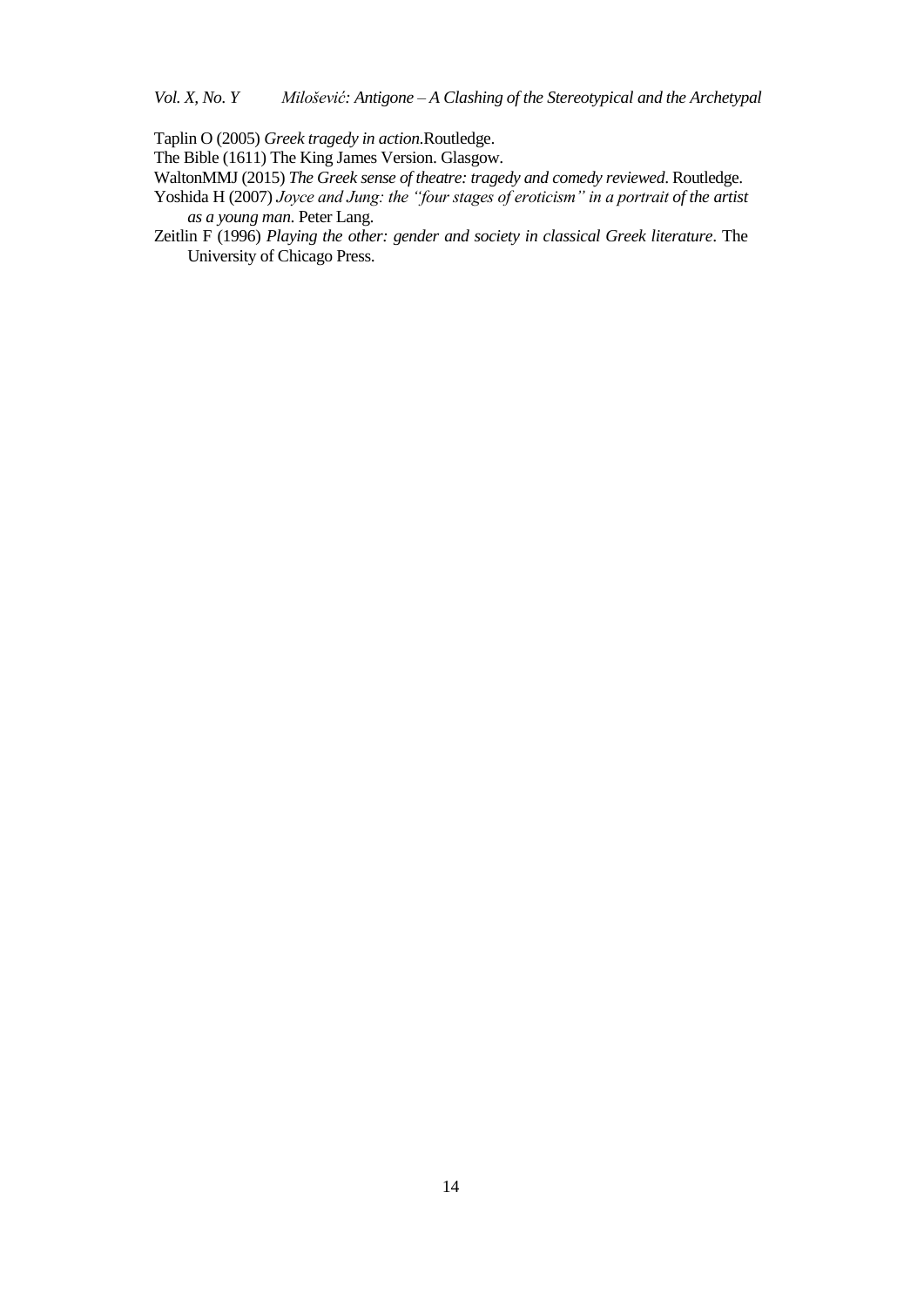Taplin O (2005) *Greek tragedy in action*.Routledge.

The Bible (1611) The King James Version. Glasgow.

WaltonMMJ (2015) *The Greek sense of theatre: tragedy and comedy reviewed*. Routledge.

Yoshida H (2007) *Joyce and Jung: the "four stages of eroticism" in a portrait of the artist as a young man*. Peter Lang.

Zeitlin F (1996) *Playing the other: gender and society in classical Greek literature*. The University of Chicago Press.